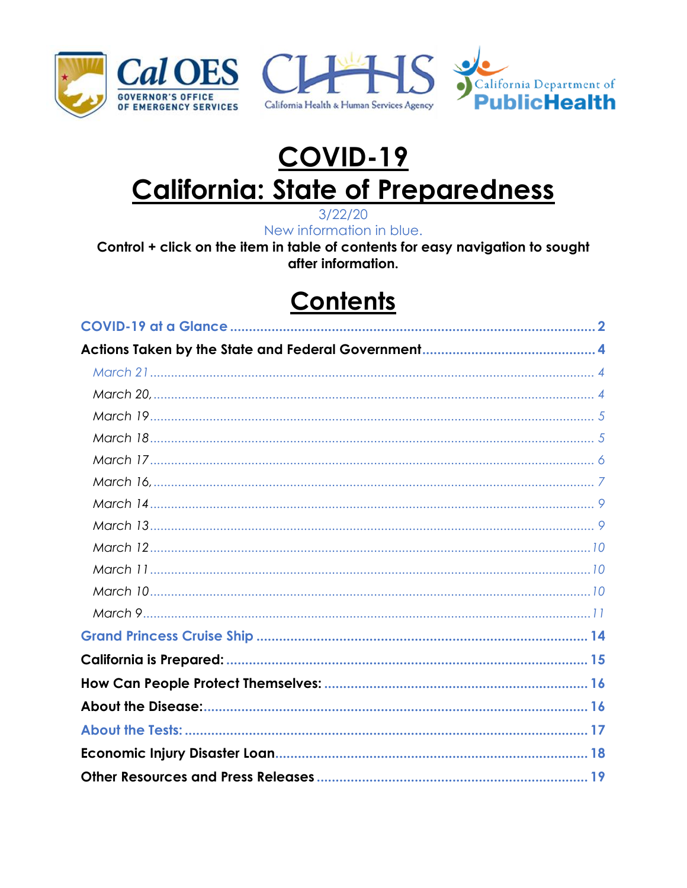# COVID-19
# California: State of Preparedness

3/22/20

New information in blue.

**Control + click on the item in table of contents for easy navigation to sought after information.**

## Contents

**COVID-19 at a Glance** ........................................ **2**

**Actions Taken by the State and Federal Government** ........................................ **4**

- *March 21* ........................................ *4*
- *March 20,* ........................................ *4*
- *March 19* ........................................ *5*
- *March 18* ........................................ *5*
- *March 17* ........................................ *6*
- *March 16,* ........................................ *7*
- *March 14* ........................................ *9*
- *March 13* ........................................ *9*
- *March 12* ........................................ *10*
- *March 11* ........................................ *10*
- *March 10* ........................................ *10*
- *March 9* ........................................ *11*

**Grand Princess Cruise Ship** ........................................ **14**

**California is Prepared:** ........................................ **15**

**How Can People Protect Themselves:** ........................................ **16**

**About the Disease:** ........................................ **16**

**About the Tests:** ........................................ **17**

**Economic Injury Disaster Loan** ........................................ **18**

**Other Resources and Press Releases** ........................................ **19**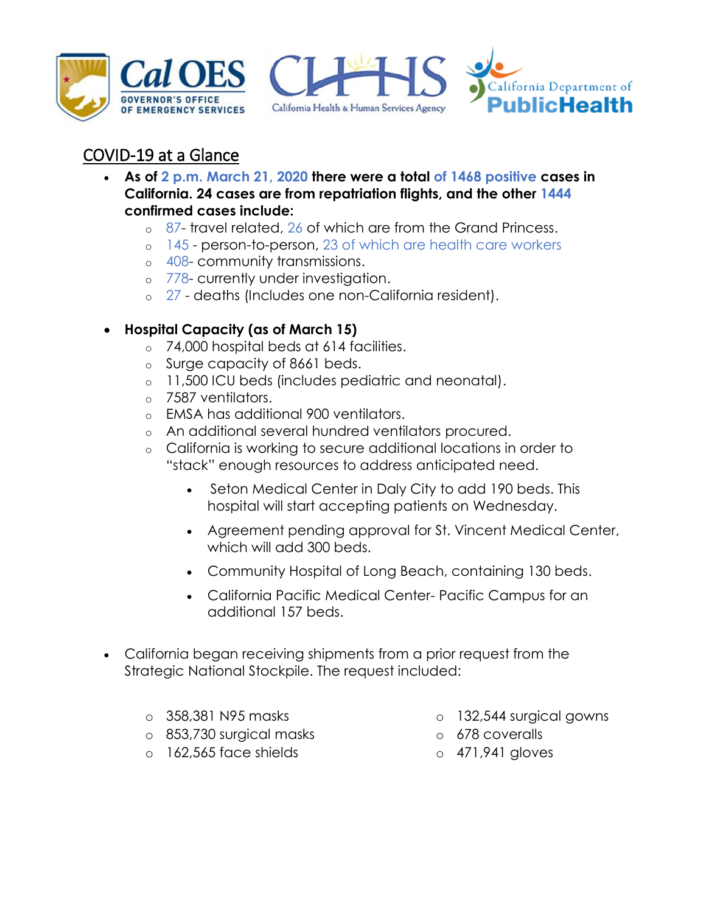## COVID-19 at a Glance

- **As of 2 p.m. March 21, 2020 there were a total of 1468 positive cases in California. 24 cases are from repatriation flights, and the other 1444 confirmed cases include:**
  - 87- travel related, 26 of which are from the Grand Princess.
  - 145 - person-to-person, 23 of which are health care workers
  - 408- community transmissions.
  - 778- currently under investigation.
  - 27 - deaths (Includes one non-California resident).

- **Hospital Capacity (as of March 15)**
  - 74,000 hospital beds at 614 facilities.
  - Surge capacity of 8661 beds.
  - 11,500 ICU beds (includes pediatric and neonatal).
  - 7587 ventilators.
  - EMSA has additional 900 ventilators.
  - An additional several hundred ventilators procured.
  - California is working to secure additional locations in order to "stack" enough resources to address anticipated need.
    - Seton Medical Center in Daly City to add 190 beds. This hospital will start accepting patients on Wednesday.
    - Agreement pending approval for St. Vincent Medical Center, which will add 300 beds.
    - Community Hospital of Long Beach, containing 130 beds.
    - California Pacific Medical Center- Pacific Campus for an additional 157 beds.

- California began receiving shipments from a prior request from the Strategic National Stockpile. The request included:
  - 358,381 N95 masks
  - 853,730 surgical masks
  - 162,565 face shields
  - 132,544 surgical gowns
  - 678 coveralls
  - 471,941 gloves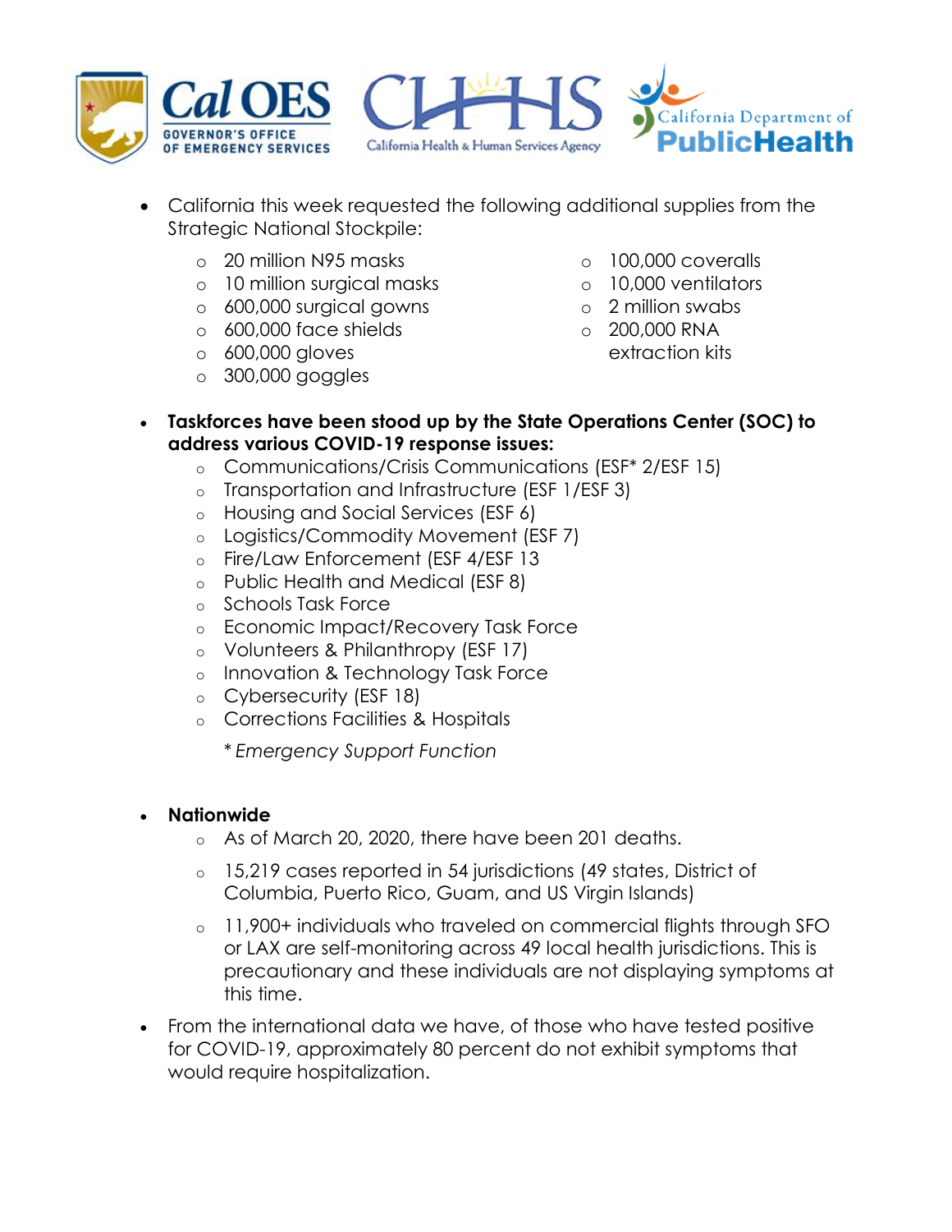- California this week requested the following additional supplies from the Strategic National Stockpile:
  - 20 million N95 masks
  - 10 million surgical masks
  - 600,000 surgical gowns
  - 600,000 face shields
  - 600,000 gloves
  - 300,000 goggles
  - 100,000 coveralls
  - 10,000 ventilators
  - 2 million swabs
  - 200,000 RNA extraction kits

- **Taskforces have been stood up by the State Operations Center (SOC) to address various COVID-19 response issues:**
  - Communications/Crisis Communications (ESF* 2/ESF 15)
  - Transportation and Infrastructure (ESF 1/ESF 3)
  - Housing and Social Services (ESF 6)
  - Logistics/Commodity Movement (ESF 7)
  - Fire/Law Enforcement (ESF 4/ESF 13
  - Public Health and Medical (ESF 8)
  - Schools Task Force
  - Economic Impact/Recovery Task Force
  - Volunteers & Philanthropy (ESF 17)
  - Innovation & Technology Task Force
  - Cybersecurity (ESF 18)
  - Corrections Facilities & Hospitals

    * *Emergency Support Function*

- **Nationwide**
  - As of March 20, 2020, there have been 201 deaths.
  - 15,219 cases reported in 54 jurisdictions (49 states, District of Columbia, Puerto Rico, Guam, and US Virgin Islands)
  - 11,900+ individuals who traveled on commercial flights through SFO or LAX are self-monitoring across 49 local health jurisdictions. This is precautionary and these individuals are not displaying symptoms at this time.

- From the international data we have, of those who have tested positive for COVID-19, approximately 80 percent do not exhibit symptoms that would require hospitalization.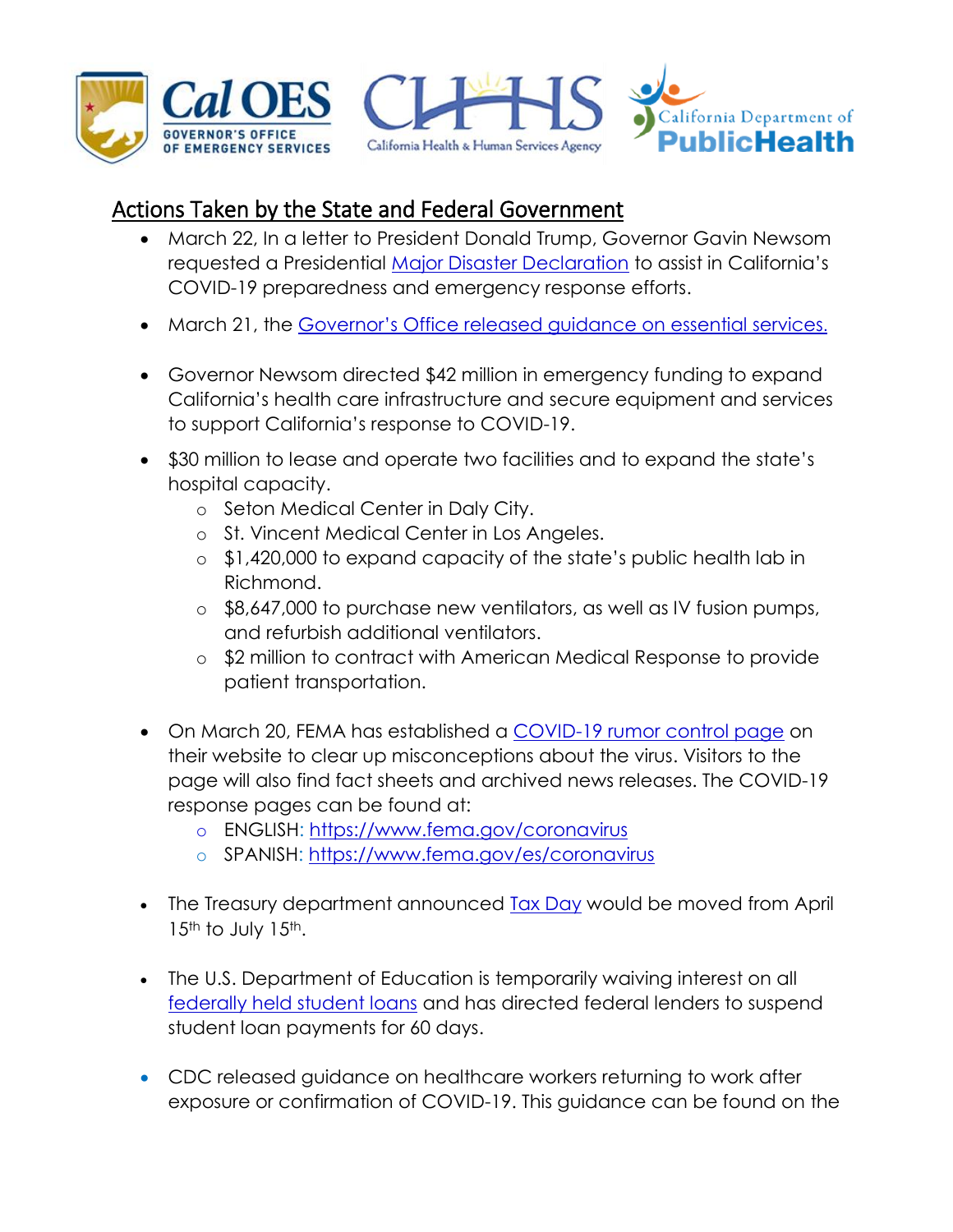## Actions Taken by the State and Federal Government

- March 22, In a letter to President Donald Trump, Governor Gavin Newsom requested a Presidential Major Disaster Declaration to assist in California's COVID-19 preparedness and emergency response efforts.
- March 21, the Governor's Office released guidance on essential services.
- Governor Newsom directed $42 million in emergency funding to expand California's health care infrastructure and secure equipment and services to support California's response to COVID-19.
- $30 million to lease and operate two facilities and to expand the state's hospital capacity.
  - Seton Medical Center in Daly City.
  - St. Vincent Medical Center in Los Angeles.
  - $1,420,000 to expand capacity of the state's public health lab in Richmond.
  - $8,647,000 to purchase new ventilators, as well as IV fusion pumps, and refurbish additional ventilators.
  - $2 million to contract with American Medical Response to provide patient transportation.
- On March 20, FEMA has established a COVID-19 rumor control page on their website to clear up misconceptions about the virus. Visitors to the page will also find fact sheets and archived news releases. The COVID-19 response pages can be found at:
  - ENGLISH: https://www.fema.gov/coronavirus
  - SPANISH: https://www.fema.gov/es/coronavirus
- The Treasury department announced Tax Day would be moved from April 15th to July 15th.
- The U.S. Department of Education is temporarily waiving interest on all federally held student loans and has directed federal lenders to suspend student loan payments for 60 days.
- CDC released guidance on healthcare workers returning to work after exposure or confirmation of COVID-19. This guidance can be found on the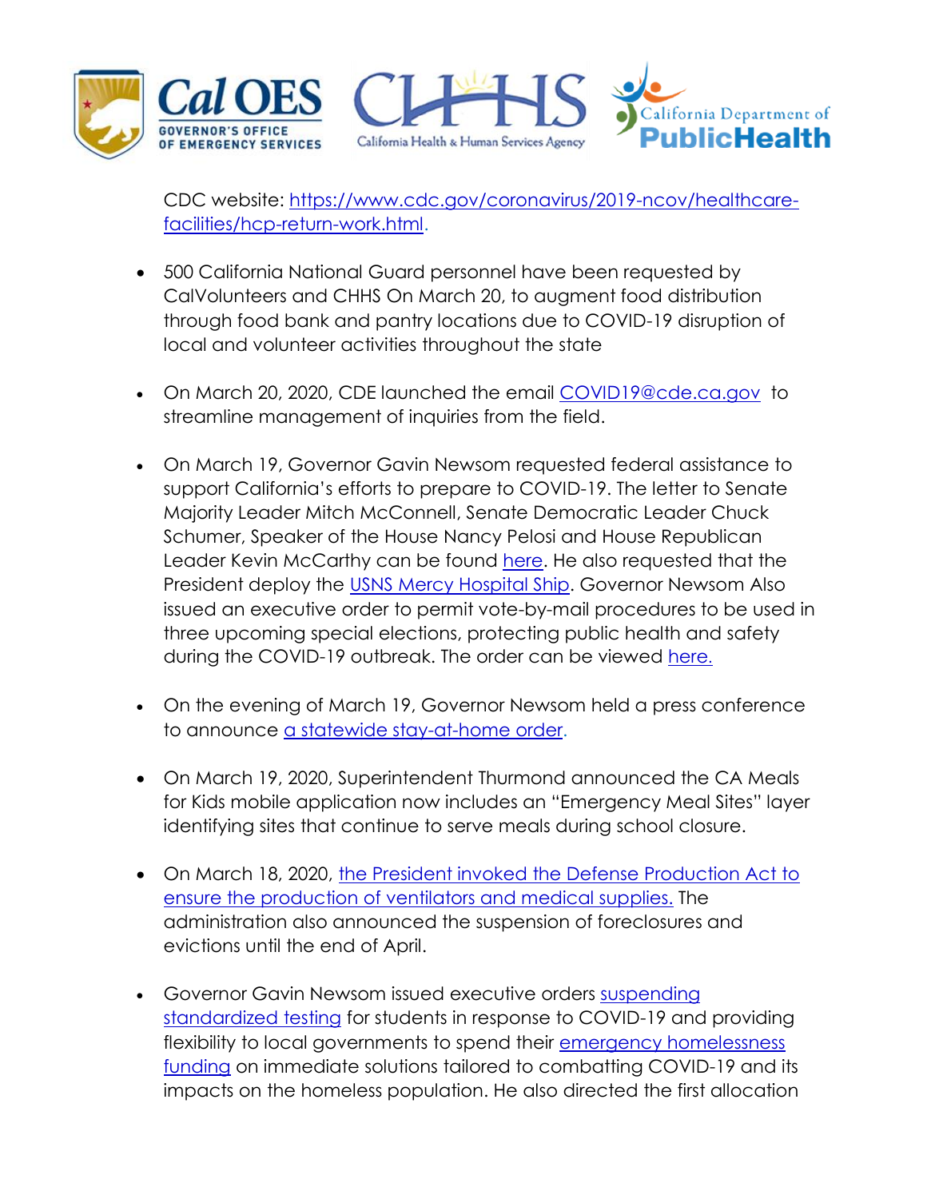CDC website: [https://www.cdc.gov/coronavirus/2019-ncov/healthcare-facilities/hcp-return-work.html](https://www.cdc.gov/coronavirus/2019-ncov/healthcare-facilities/hcp-return-work.html).

- 500 California National Guard personnel have been requested by CalVolunteers and CHHS On March 20, to augment food distribution through food bank and pantry locations due to COVID-19 disruption of local and volunteer activities throughout the state

- On March 20, 2020, CDE launched the email COVID19@cde.ca.gov to streamline management of inquiries from the field.

- On March 19, Governor Gavin Newsom requested federal assistance to support California's efforts to prepare to COVID-19. The letter to Senate Majority Leader Mitch McConnell, Senate Democratic Leader Chuck Schumer, Speaker of the House Nancy Pelosi and House Republican Leader Kevin McCarthy can be found here. He also requested that the President deploy the USNS Mercy Hospital Ship. Governor Newsom Also issued an executive order to permit vote-by-mail procedures to be used in three upcoming special elections, protecting public health and safety during the COVID-19 outbreak. The order can be viewed here.

- On the evening of March 19, Governor Newsom held a press conference to announce a statewide stay-at-home order.

- On March 19, 2020, Superintendent Thurmond announced the CA Meals for Kids mobile application now includes an "Emergency Meal Sites" layer identifying sites that continue to serve meals during school closure.

- On March 18, 2020, the President invoked the Defense Production Act to ensure the production of ventilators and medical supplies. The administration also announced the suspension of foreclosures and evictions until the end of April.

- Governor Gavin Newsom issued executive orders suspending standardized testing for students in response to COVID-19 and providing flexibility to local governments to spend their emergency homelessness funding on immediate solutions tailored to combatting COVID-19 and its impacts on the homeless population. He also directed the first allocation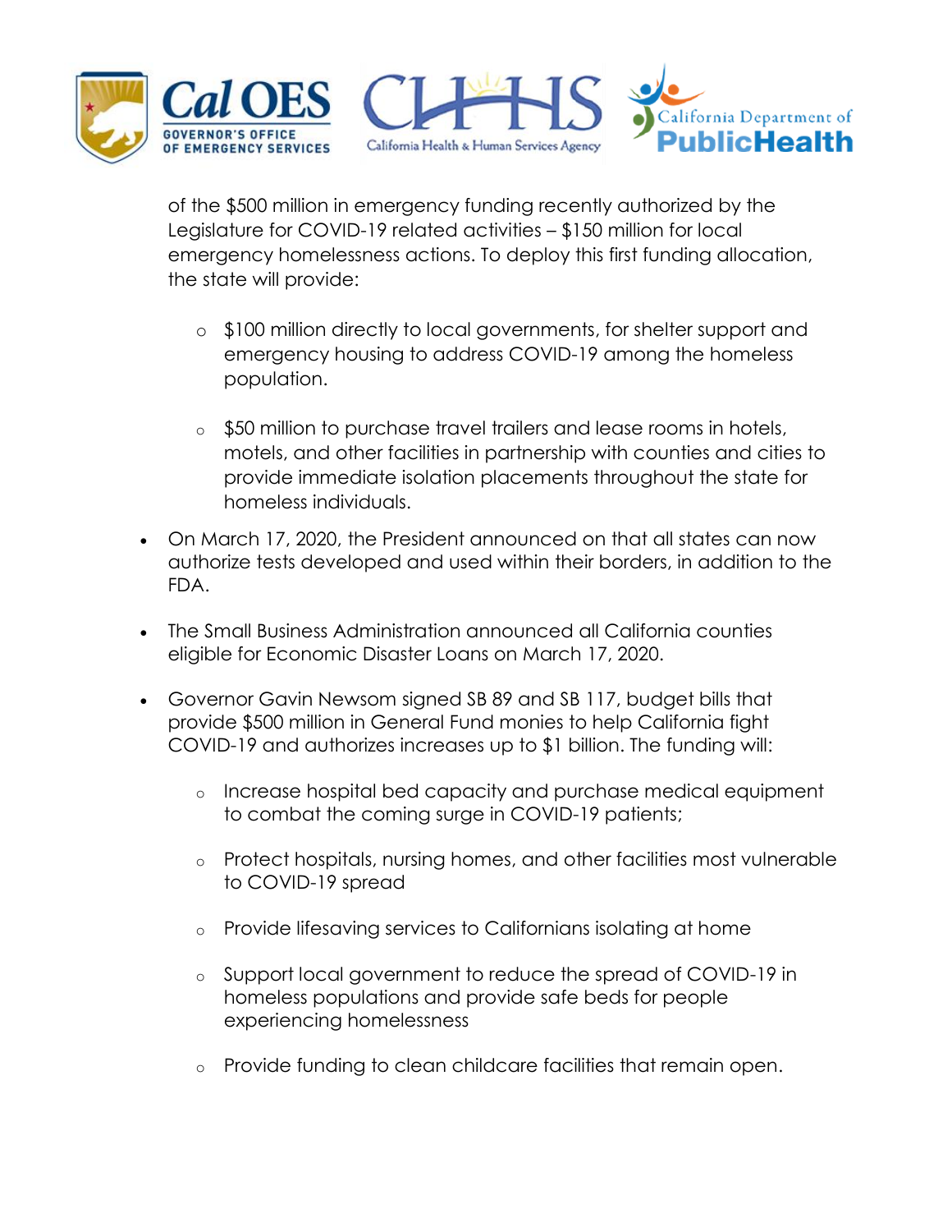of the $500 million in emergency funding recently authorized by the Legislature for COVID-19 related activities – $150 million for local emergency homelessness actions. To deploy this first funding allocation, the state will provide:

  - $100 million directly to local governments, for shelter support and emergency housing to address COVID-19 among the homeless population.

  - $50 million to purchase travel trailers and lease rooms in hotels, motels, and other facilities in partnership with counties and cities to provide immediate isolation placements throughout the state for homeless individuals.

- On March 17, 2020, the President announced on that all states can now authorize tests developed and used within their borders, in addition to the FDA.

- The Small Business Administration announced all California counties eligible for Economic Disaster Loans on March 17, 2020.

- Governor Gavin Newsom signed SB 89 and SB 117, budget bills that provide $500 million in General Fund monies to help California fight COVID-19 and authorizes increases up to $1 billion. The funding will:

  - Increase hospital bed capacity and purchase medical equipment to combat the coming surge in COVID-19 patients;

  - Protect hospitals, nursing homes, and other facilities most vulnerable to COVID-19 spread

  - Provide lifesaving services to Californians isolating at home

  - Support local government to reduce the spread of COVID-19 in homeless populations and provide safe beds for people experiencing homelessness

  - Provide funding to clean childcare facilities that remain open.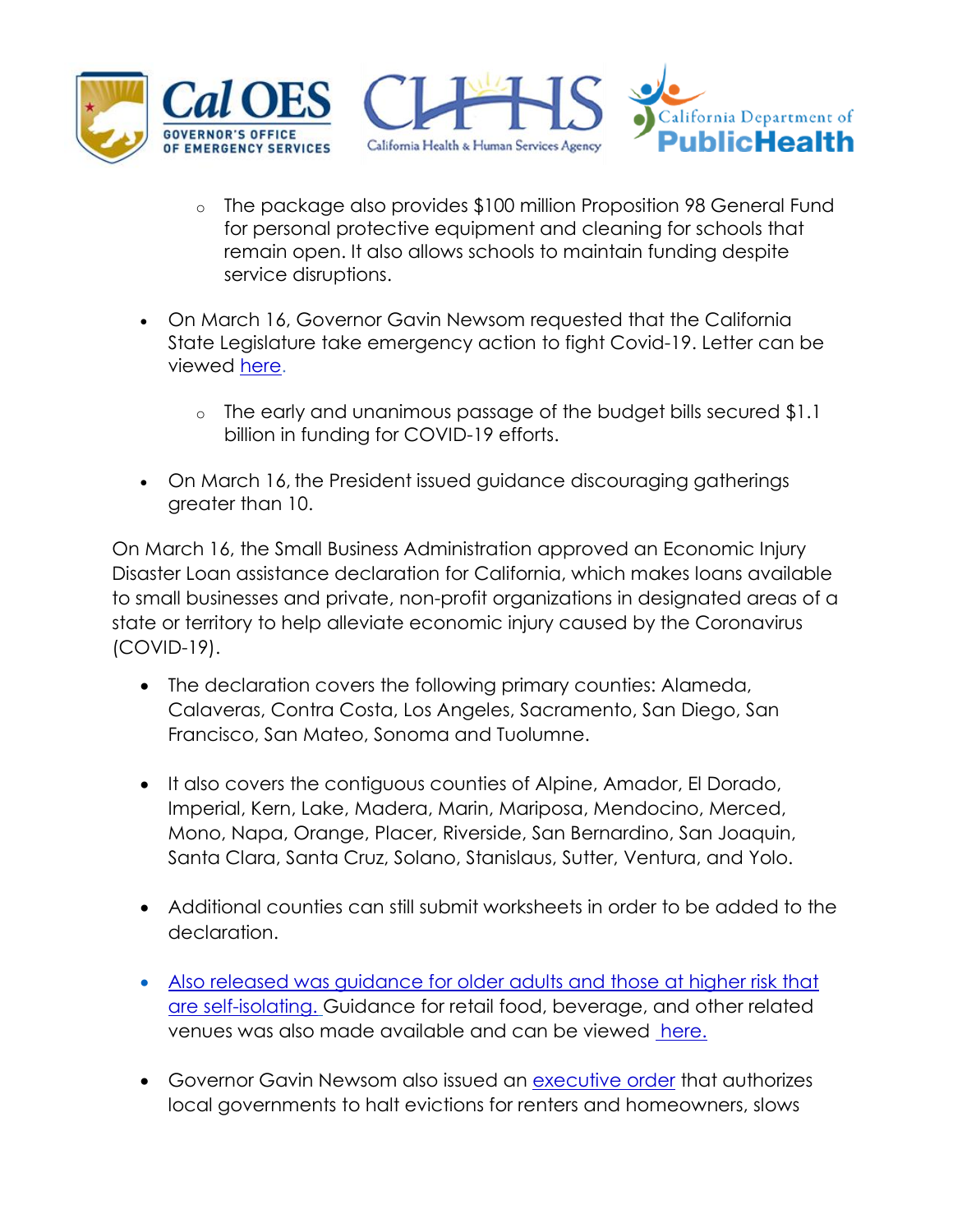- The package also provides $100 million Proposition 98 General Fund for personal protective equipment and cleaning for schools that remain open. It also allows schools to maintain funding despite service disruptions.

- On March 16, Governor Gavin Newsom requested that the California State Legislature take emergency action to fight Covid-19. Letter can be viewed here.
  - The early and unanimous passage of the budget bills secured $1.1 billion in funding for COVID-19 efforts.

- On March 16, the President issued guidance discouraging gatherings greater than 10.

On March 16, the Small Business Administration approved an Economic Injury Disaster Loan assistance declaration for California, which makes loans available to small businesses and private, non-profit organizations in designated areas of a state or territory to help alleviate economic injury caused by the Coronavirus (COVID-19).

- The declaration covers the following primary counties: Alameda, Calaveras, Contra Costa, Los Angeles, Sacramento, San Diego, San Francisco, San Mateo, Sonoma and Tuolumne.

- It also covers the contiguous counties of Alpine, Amador, El Dorado, Imperial, Kern, Lake, Madera, Marin, Mariposa, Mendocino, Merced, Mono, Napa, Orange, Placer, Riverside, San Bernardino, San Joaquin, Santa Clara, Santa Cruz, Solano, Stanislaus, Sutter, Ventura, and Yolo.

- Additional counties can still submit worksheets in order to be added to the declaration.

- Also released was guidance for older adults and those at higher risk that are self-isolating. Guidance for retail food, beverage, and other related venues was also made available and can be viewed here.

- Governor Gavin Newsom also issued an executive order that authorizes local governments to halt evictions for renters and homeowners, slows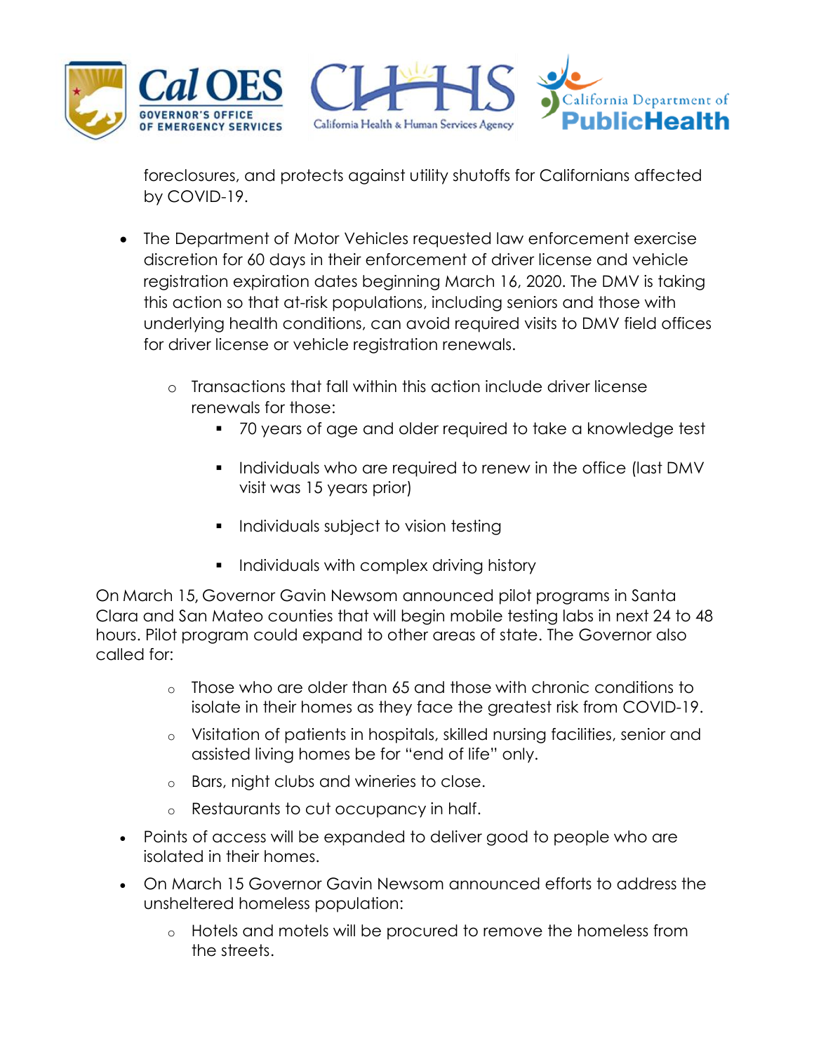foreclosures, and protects against utility shutoffs for Californians affected by COVID-19.

- The Department of Motor Vehicles requested law enforcement exercise discretion for 60 days in their enforcement of driver license and vehicle registration expiration dates beginning March 16, 2020. The DMV is taking this action so that at-risk populations, including seniors and those with underlying health conditions, can avoid required visits to DMV field offices for driver license or vehicle registration renewals.
  - Transactions that fall within this action include driver license renewals for those:
    - 70 years of age and older required to take a knowledge test
    - Individuals who are required to renew in the office (last DMV visit was 15 years prior)
    - Individuals subject to vision testing
    - Individuals with complex driving history

On March 15, Governor Gavin Newsom announced pilot programs in Santa Clara and San Mateo counties that will begin mobile testing labs in next 24 to 48 hours. Pilot program could expand to other areas of state. The Governor also called for:

- Those who are older than 65 and those with chronic conditions to isolate in their homes as they face the greatest risk from COVID-19.
- Visitation of patients in hospitals, skilled nursing facilities, senior and assisted living homes be for "end of life" only.
- Bars, night clubs and wineries to close.
- Restaurants to cut occupancy in half.

- Points of access will be expanded to deliver good to people who are isolated in their homes.
- On March 15 Governor Gavin Newsom announced efforts to address the unsheltered homeless population:
  - Hotels and motels will be procured to remove the homeless from the streets.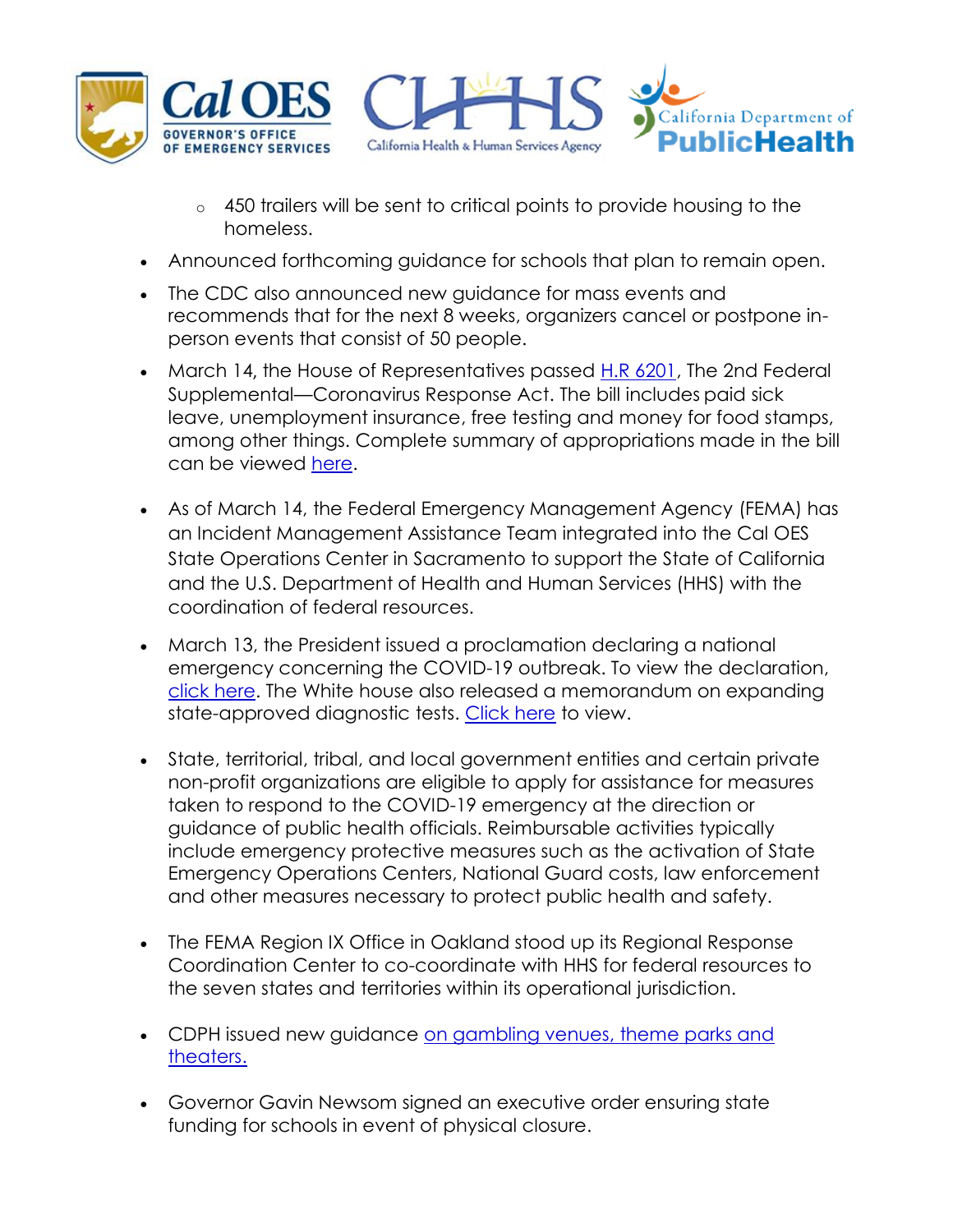- 450 trailers will be sent to critical points to provide housing to the homeless.

- Announced forthcoming guidance for schools that plan to remain open.
- The CDC also announced new guidance for mass events and recommends that for the next 8 weeks, organizers cancel or postpone in-person events that consist of 50 people.
- March 14, the House of Representatives passed H.R 6201, The 2nd Federal Supplemental—Coronavirus Response Act. The bill includes paid sick leave, unemployment insurance, free testing and money for food stamps, among other things. Complete summary of appropriations made in the bill can be viewed here.
- As of March 14, the Federal Emergency Management Agency (FEMA) has an Incident Management Assistance Team integrated into the Cal OES State Operations Center in Sacramento to support the State of California and the U.S. Department of Health and Human Services (HHS) with the coordination of federal resources.
- March 13, the President issued a proclamation declaring a national emergency concerning the COVID-19 outbreak. To view the declaration, click here. The White house also released a memorandum on expanding state-approved diagnostic tests. Click here to view.
- State, territorial, tribal, and local government entities and certain private non-profit organizations are eligible to apply for assistance for measures taken to respond to the COVID-19 emergency at the direction or guidance of public health officials. Reimbursable activities typically include emergency protective measures such as the activation of State Emergency Operations Centers, National Guard costs, law enforcement and other measures necessary to protect public health and safety.
- The FEMA Region IX Office in Oakland stood up its Regional Response Coordination Center to co-coordinate with HHS for federal resources to the seven states and territories within its operational jurisdiction.
- CDPH issued new guidance on gambling venues, theme parks and theaters.
- Governor Gavin Newsom signed an executive order ensuring state funding for schools in event of physical closure.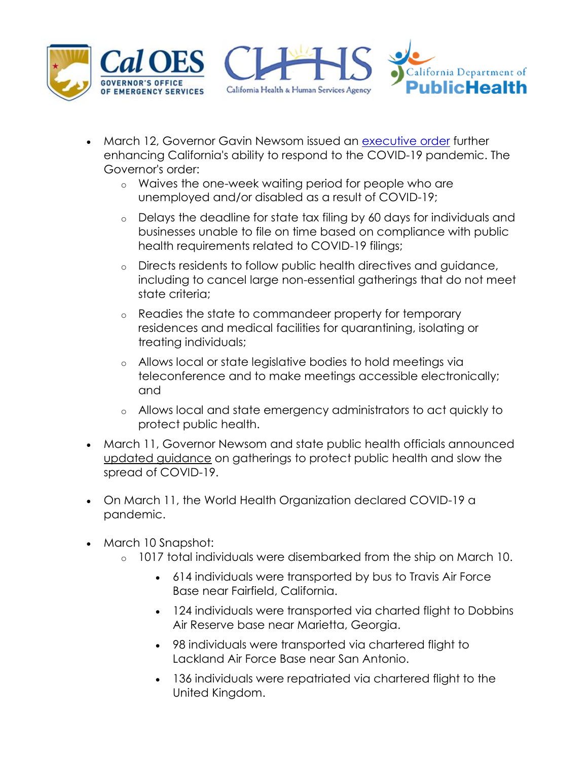- March 12, Governor Gavin Newsom issued an executive order further enhancing California's ability to respond to the COVID-19 pandemic. The Governor's order:
    - Waives the one-week waiting period for people who are unemployed and/or disabled as a result of COVID-19;
    - Delays the deadline for state tax filing by 60 days for individuals and businesses unable to file on time based on compliance with public health requirements related to COVID-19 filings;
    - Directs residents to follow public health directives and guidance, including to cancel large non-essential gatherings that do not meet state criteria;
    - Readies the state to commandeer property for temporary residences and medical facilities for quarantining, isolating or treating individuals;
    - Allows local or state legislative bodies to hold meetings via teleconference and to make meetings accessible electronically; and
    - Allows local and state emergency administrators to act quickly to protect public health.
- March 11, Governor Newsom and state public health officials announced updated guidance on gatherings to protect public health and slow the spread of COVID-19.
- On March 11, the World Health Organization declared COVID-19 a pandemic.
- March 10 Snapshot:
    - 1017 total individuals were disembarked from the ship on March 10.
        - 614 individuals were transported by bus to Travis Air Force Base near Fairfield, California.
        - 124 individuals were transported via charted flight to Dobbins Air Reserve base near Marietta, Georgia.
        - 98 individuals were transported via chartered flight to Lackland Air Force Base near San Antonio.
        - 136 individuals were repatriated via chartered flight to the United Kingdom.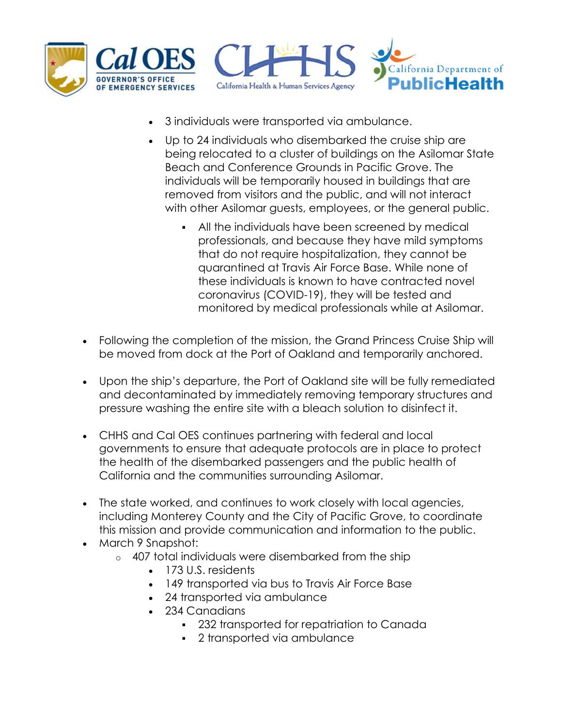- 3 individuals were transported via ambulance.
- Up to 24 individuals who disembarked the cruise ship are being relocated to a cluster of buildings on the Asilomar State Beach and Conference Grounds in Pacific Grove. The individuals will be temporarily housed in buildings that are removed from visitors and the public, and will not interact with other Asilomar guests, employees, or the general public.
  - All the individuals have been screened by medical professionals, and because they have mild symptoms that do not require hospitalization, they cannot be quarantined at Travis Air Force Base. While none of these individuals is known to have contracted novel coronavirus (COVID-19), they will be tested and monitored by medical professionals while at Asilomar.

- Following the completion of the mission, the Grand Princess Cruise Ship will be moved from dock at the Port of Oakland and temporarily anchored.

- Upon the ship's departure, the Port of Oakland site will be fully remediated and decontaminated by immediately removing temporary structures and pressure washing the entire site with a bleach solution to disinfect it.

- CHHS and Cal OES continues partnering with federal and local governments to ensure that adequate protocols are in place to protect the health of the disembarked passengers and the public health of California and the communities surrounding Asilomar.

- The state worked, and continues to work closely with local agencies, including Monterey County and the City of Pacific Grove, to coordinate this mission and provide communication and information to the public.
- March 9 Snapshot:
  - 407 total individuals were disembarked from the ship
    - 173 U.S. residents
    - 149 transported via bus to Travis Air Force Base
    - 24 transported via ambulance
    - 234 Canadians
      - 232 transported for repatriation to Canada
      - 2 transported via ambulance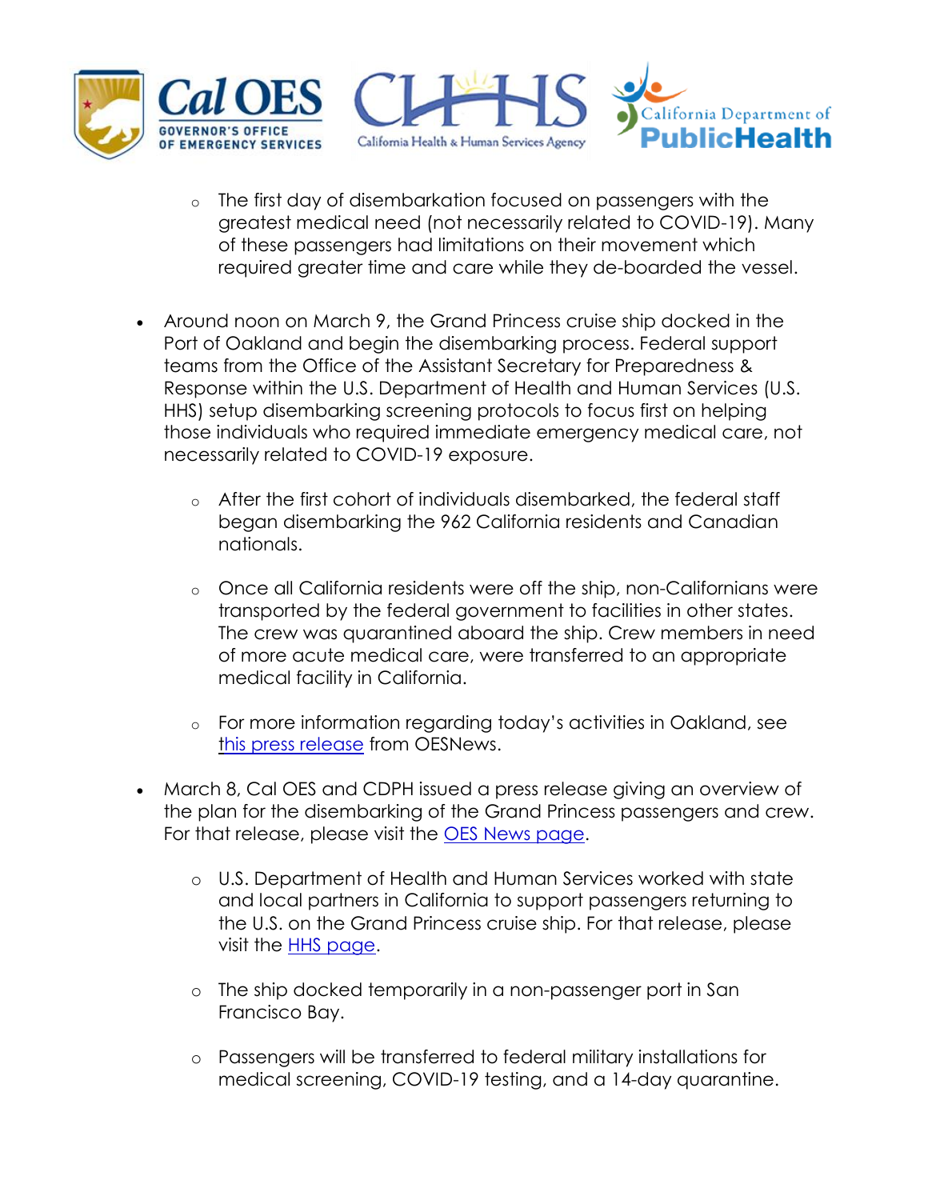- The first day of disembarkation focused on passengers with the greatest medical need (not necessarily related to COVID-19). Many of these passengers had limitations on their movement which required greater time and care while they de-boarded the vessel.

- Around noon on March 9, the Grand Princess cruise ship docked in the Port of Oakland and begin the disembarking process. Federal support teams from the Office of the Assistant Secretary for Preparedness & Response within the U.S. Department of Health and Human Services (U.S. HHS) setup disembarking screening protocols to focus first on helping those individuals who required immediate emergency medical care, not necessarily related to COVID-19 exposure.

  - After the first cohort of individuals disembarked, the federal staff began disembarking the 962 California residents and Canadian nationals.

  - Once all California residents were off the ship, non-Californians were transported by the federal government to facilities in other states. The crew was quarantined aboard the ship. Crew members in need of more acute medical care, were transferred to an appropriate medical facility in California.

  - For more information regarding today's activities in Oakland, see this press release from OESNews.

- March 8, Cal OES and CDPH issued a press release giving an overview of the plan for the disembarking of the Grand Princess passengers and crew. For that release, please visit the OES News page.

  - U.S. Department of Health and Human Services worked with state and local partners in California to support passengers returning to the U.S. on the Grand Princess cruise ship. For that release, please visit the HHS page.

  - The ship docked temporarily in a non-passenger port in San Francisco Bay.

  - Passengers will be transferred to federal military installations for medical screening, COVID-19 testing, and a 14-day quarantine.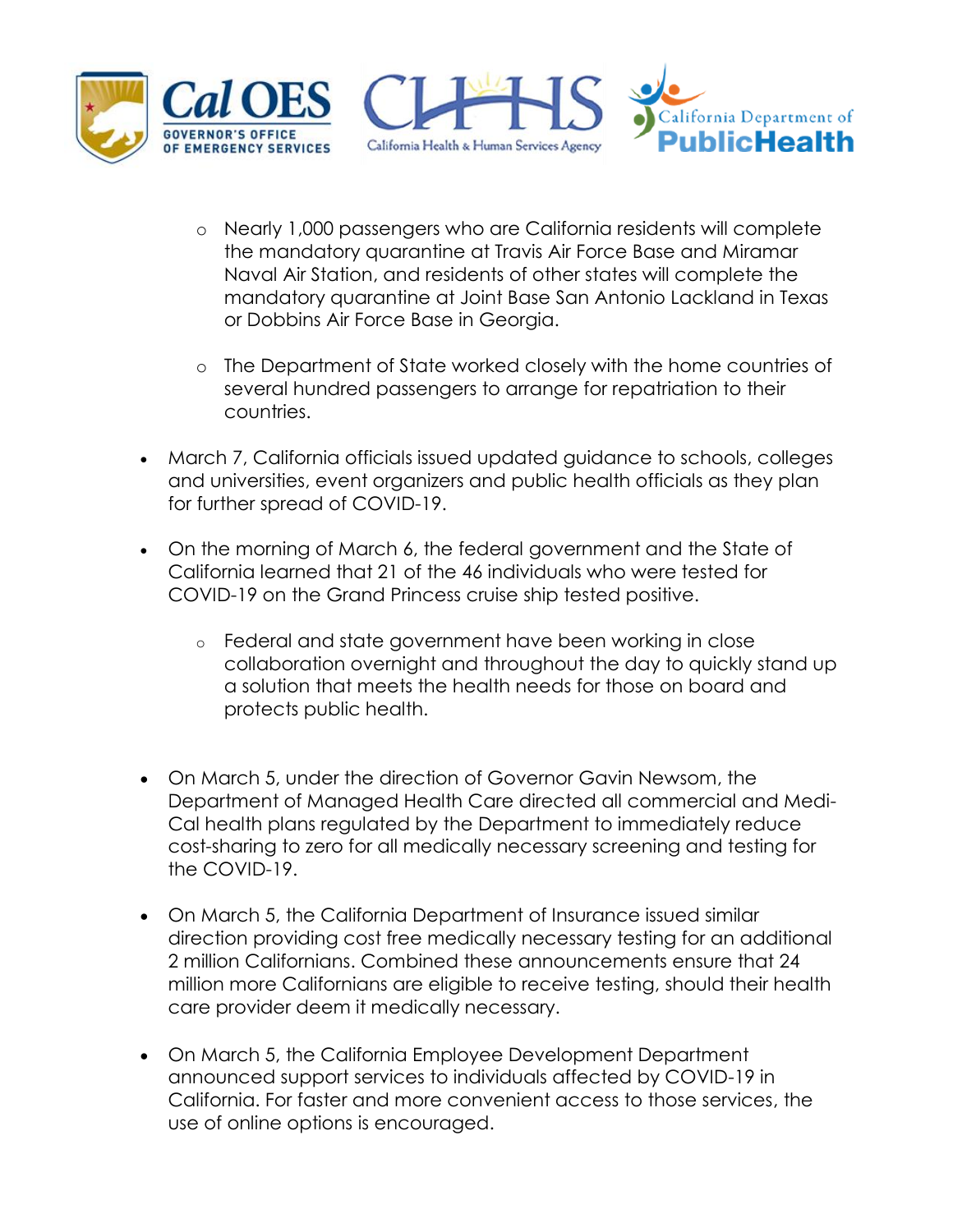- Nearly 1,000 passengers who are California residents will complete the mandatory quarantine at Travis Air Force Base and Miramar Naval Air Station, and residents of other states will complete the mandatory quarantine at Joint Base San Antonio Lackland in Texas or Dobbins Air Force Base in Georgia.
  - The Department of State worked closely with the home countries of several hundred passengers to arrange for repatriation to their countries.

- March 7, California officials issued updated guidance to schools, colleges and universities, event organizers and public health officials as they plan for further spread of COVID-19.

- On the morning of March 6, the federal government and the State of California learned that 21 of the 46 individuals who were tested for COVID-19 on the Grand Princess cruise ship tested positive.
  - Federal and state government have been working in close collaboration overnight and throughout the day to quickly stand up a solution that meets the health needs for those on board and protects public health.

- On March 5, under the direction of Governor Gavin Newsom, the Department of Managed Health Care directed all commercial and Medi-Cal health plans regulated by the Department to immediately reduce cost-sharing to zero for all medically necessary screening and testing for the COVID-19.

- On March 5, the California Department of Insurance issued similar direction providing cost free medically necessary testing for an additional 2 million Californians. Combined these announcements ensure that 24 million more Californians are eligible to receive testing, should their health care provider deem it medically necessary.

- On March 5, the California Employee Development Department announced support services to individuals affected by COVID-19 in California. For faster and more convenient access to those services, the use of online options is encouraged.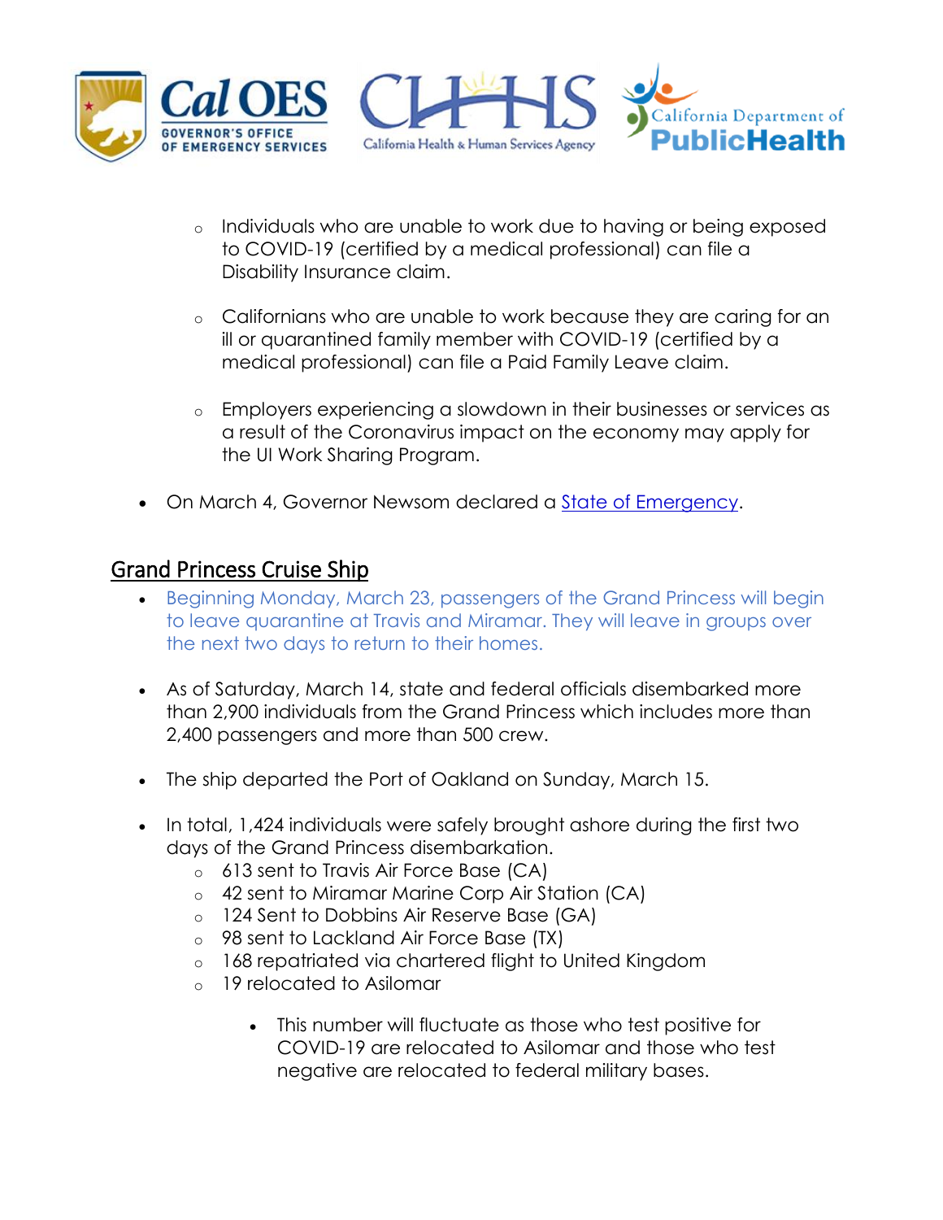- Individuals who are unable to work due to having or being exposed to COVID-19 (certified by a medical professional) can file a Disability Insurance claim.

  - Californians who are unable to work because they are caring for an ill or quarantined family member with COVID-19 (certified by a medical professional) can file a Paid Family Leave claim.

  - Employers experiencing a slowdown in their businesses or services as a result of the Coronavirus impact on the economy may apply for the UI Work Sharing Program.

- On March 4, Governor Newsom declared a [State of Emergency](#).

## Grand Princess Cruise Ship

- Beginning Monday, March 23, passengers of the Grand Princess will begin to leave quarantine at Travis and Miramar. They will leave in groups over the next two days to return to their homes.

- As of Saturday, March 14, state and federal officials disembarked more than 2,900 individuals from the Grand Princess which includes more than 2,400 passengers and more than 500 crew.

- The ship departed the Port of Oakland on Sunday, March 15.

- In total, 1,424 individuals were safely brought ashore during the first two days of the Grand Princess disembarkation.
  - 613 sent to Travis Air Force Base (CA)
  - 42 sent to Miramar Marine Corp Air Station (CA)
  - 124 Sent to Dobbins Air Reserve Base (GA)
  - 98 sent to Lackland Air Force Base (TX)
  - 168 repatriated via chartered flight to United Kingdom
  - 19 relocated to Asilomar

    - This number will fluctuate as those who test positive for COVID-19 are relocated to Asilomar and those who test negative are relocated to federal military bases.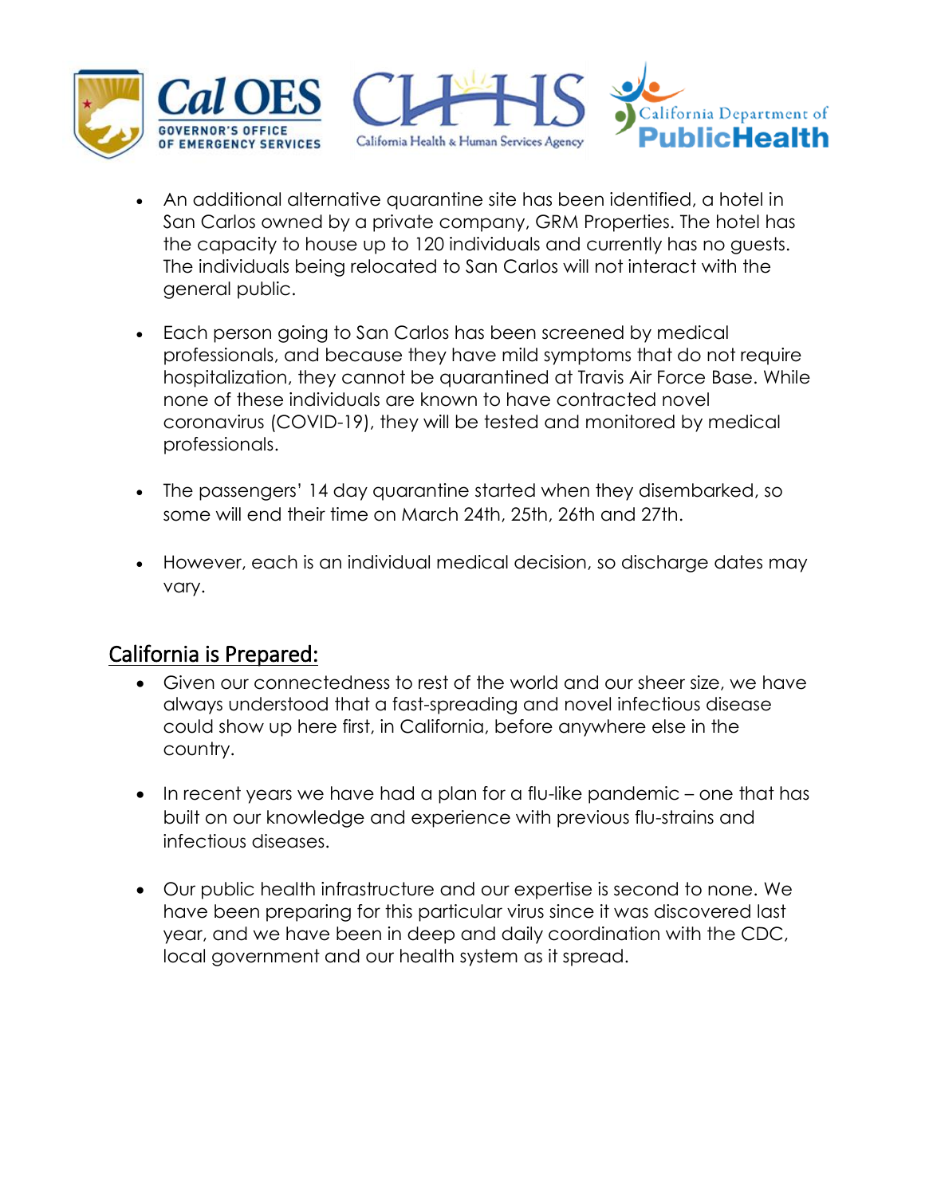- An additional alternative quarantine site has been identified, a hotel in San Carlos owned by a private company, GRM Properties. The hotel has the capacity to house up to 120 individuals and currently has no guests. The individuals being relocated to San Carlos will not interact with the general public.

- Each person going to San Carlos has been screened by medical professionals, and because they have mild symptoms that do not require hospitalization, they cannot be quarantined at Travis Air Force Base. While none of these individuals are known to have contracted novel coronavirus (COVID-19), they will be tested and monitored by medical professionals.

- The passengers' 14 day quarantine started when they disembarked, so some will end their time on March 24th, 25th, 26th and 27th.

- However, each is an individual medical decision, so discharge dates may vary.

## California is Prepared:

- Given our connectedness to rest of the world and our sheer size, we have always understood that a fast-spreading and novel infectious disease could show up here first, in California, before anywhere else in the country.

- In recent years we have had a plan for a flu-like pandemic – one that has built on our knowledge and experience with previous flu-strains and infectious diseases.

- Our public health infrastructure and our expertise is second to none. We have been preparing for this particular virus since it was discovered last year, and we have been in deep and daily coordination with the CDC, local government and our health system as it spread.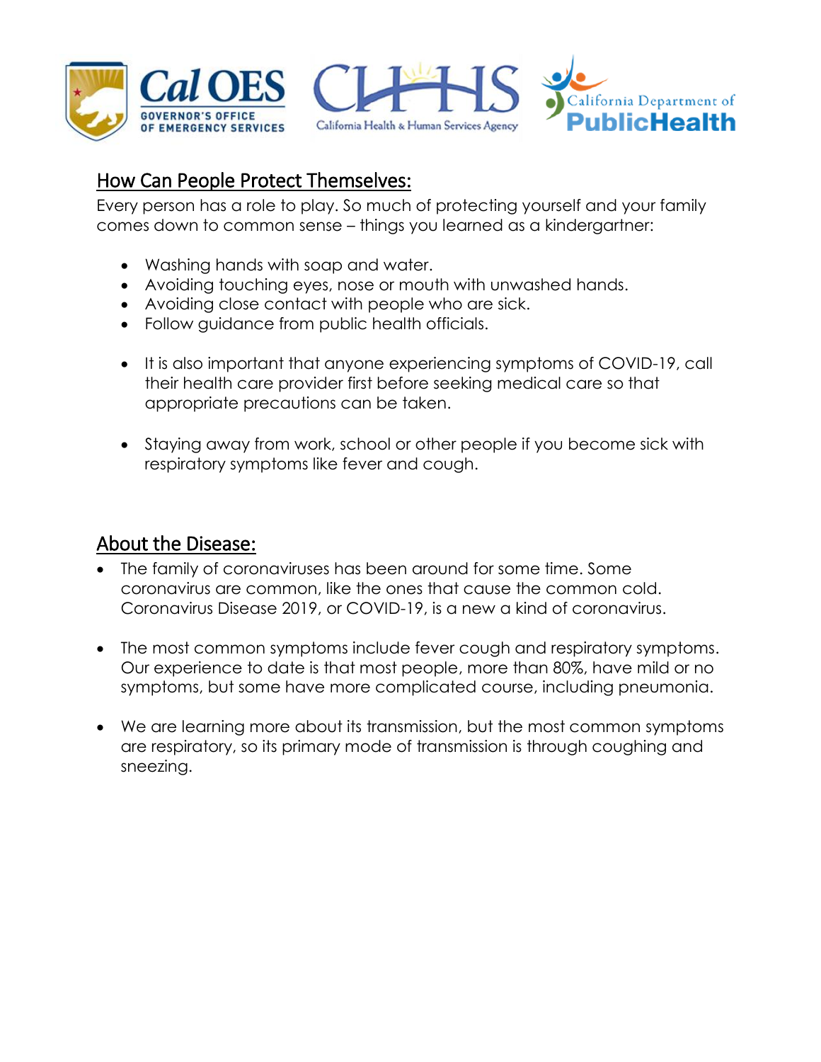## How Can People Protect Themselves:

Every person has a role to play. So much of protecting yourself and your family comes down to common sense – things you learned as a kindergartner:

- Washing hands with soap and water.
- Avoiding touching eyes, nose or mouth with unwashed hands.
- Avoiding close contact with people who are sick.
- Follow guidance from public health officials.

- It is also important that anyone experiencing symptoms of COVID-19, call their health care provider first before seeking medical care so that appropriate precautions can be taken.

- Staying away from work, school or other people if you become sick with respiratory symptoms like fever and cough.

## About the Disease:

- The family of coronaviruses has been around for some time. Some coronavirus are common, like the ones that cause the common cold. Coronavirus Disease 2019, or COVID-19, is a new a kind of coronavirus.

- The most common symptoms include fever cough and respiratory symptoms. Our experience to date is that most people, more than 80%, have mild or no symptoms, but some have more complicated course, including pneumonia.

- We are learning more about its transmission, but the most common symptoms are respiratory, so its primary mode of transmission is through coughing and sneezing.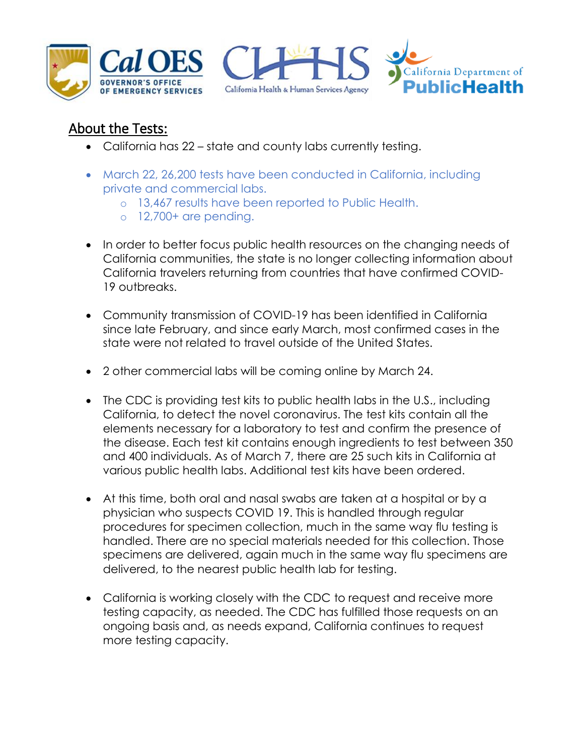## About the Tests:

- California has 22 – state and county labs currently testing.

- March 22, 26,200 tests have been conducted in California, including private and commercial labs.
  - 13,467 results have been reported to Public Health.
  - 12,700+ are pending.

- In order to better focus public health resources on the changing needs of California communities, the state is no longer collecting information about California travelers returning from countries that have confirmed COVID-19 outbreaks.

- Community transmission of COVID-19 has been identified in California since late February, and since early March, most confirmed cases in the state were not related to travel outside of the United States.

- 2 other commercial labs will be coming online by March 24.

- The CDC is providing test kits to public health labs in the U.S., including California, to detect the novel coronavirus. The test kits contain all the elements necessary for a laboratory to test and confirm the presence of the disease. Each test kit contains enough ingredients to test between 350 and 400 individuals. As of March 7, there are 25 such kits in California at various public health labs. Additional test kits have been ordered.

- At this time, both oral and nasal swabs are taken at a hospital or by a physician who suspects COVID 19. This is handled through regular procedures for specimen collection, much in the same way flu testing is handled. There are no special materials needed for this collection. Those specimens are delivered, again much in the same way flu specimens are delivered, to the nearest public health lab for testing.

- California is working closely with the CDC to request and receive more testing capacity, as needed. The CDC has fulfilled those requests on an ongoing basis and, as needs expand, California continues to request more testing capacity.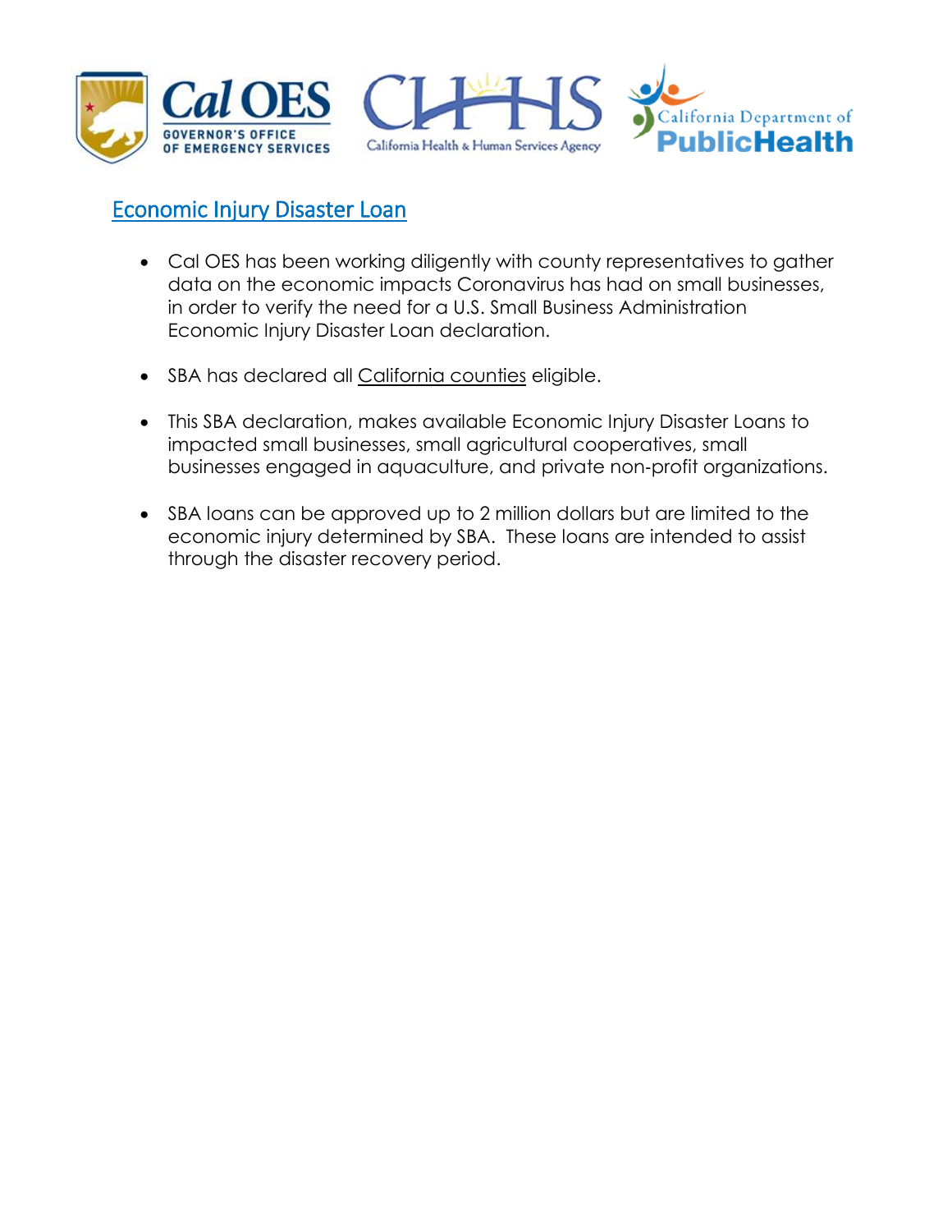## Economic Injury Disaster Loan

- Cal OES has been working diligently with county representatives to gather data on the economic impacts Coronavirus has had on small businesses, in order to verify the need for a U.S. Small Business Administration Economic Injury Disaster Loan declaration.
- SBA has declared all California counties eligible.
- This SBA declaration, makes available Economic Injury Disaster Loans to impacted small businesses, small agricultural cooperatives, small businesses engaged in aquaculture, and private non-profit organizations.
- SBA loans can be approved up to 2 million dollars but are limited to the economic injury determined by SBA. These loans are intended to assist through the disaster recovery period.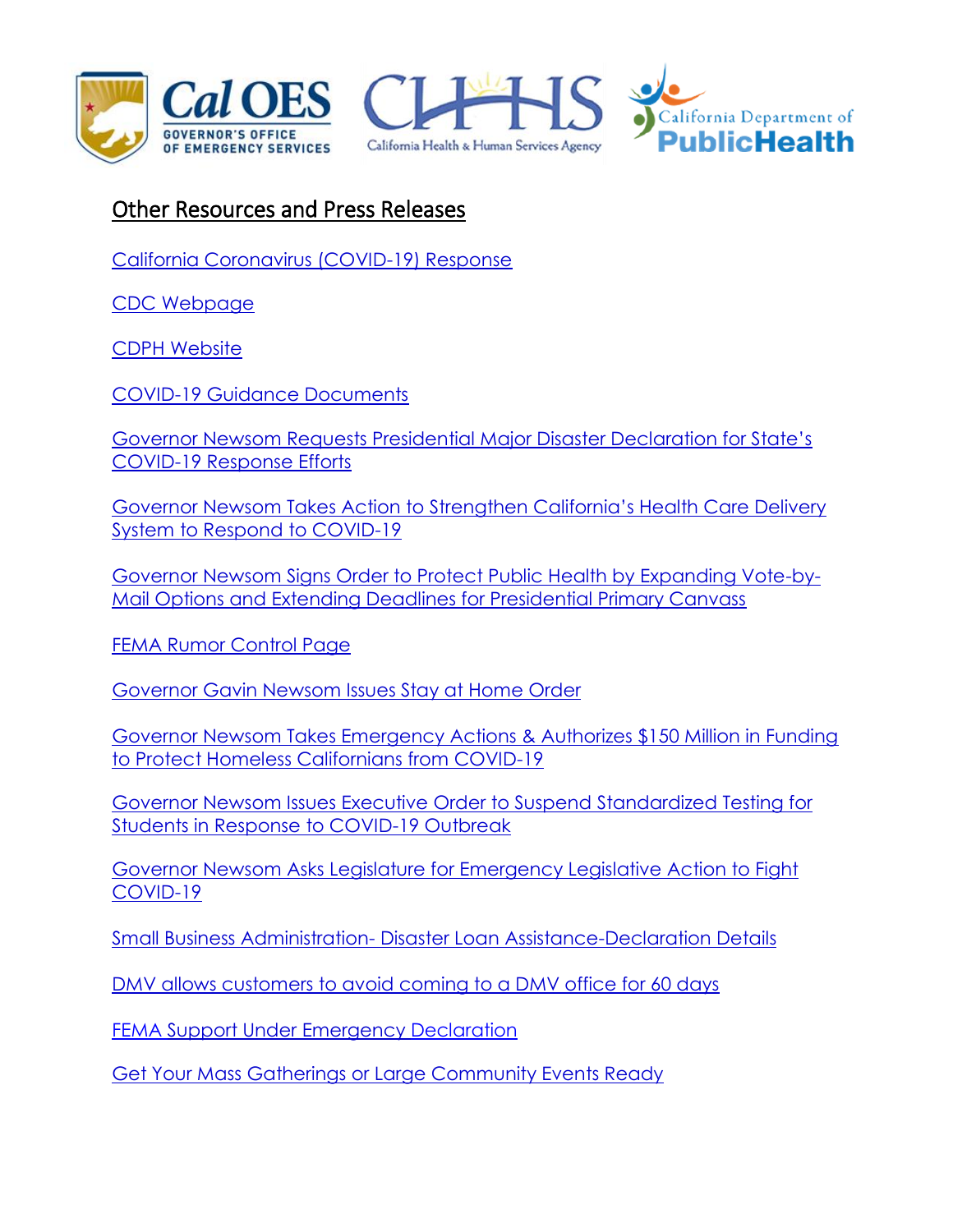## Other Resources and Press Releases

California Coronavirus (COVID-19) Response

CDC Webpage

CDPH Website

COVID-19 Guidance Documents

Governor Newsom Requests Presidential Major Disaster Declaration for State's COVID-19 Response Efforts

Governor Newsom Takes Action to Strengthen California's Health Care Delivery System to Respond to COVID-19

Governor Newsom Signs Order to Protect Public Health by Expanding Vote-by-Mail Options and Extending Deadlines for Presidential Primary Canvass

FEMA Rumor Control Page

Governor Gavin Newsom Issues Stay at Home Order

Governor Newsom Takes Emergency Actions & Authorizes $150 Million in Funding to Protect Homeless Californians from COVID-19

Governor Newsom Issues Executive Order to Suspend Standardized Testing for Students in Response to COVID-19 Outbreak

Governor Newsom Asks Legislature for Emergency Legislative Action to Fight COVID-19

Small Business Administration- Disaster Loan Assistance-Declaration Details

DMV allows customers to avoid coming to a DMV office for 60 days

FEMA Support Under Emergency Declaration

Get Your Mass Gatherings or Large Community Events Ready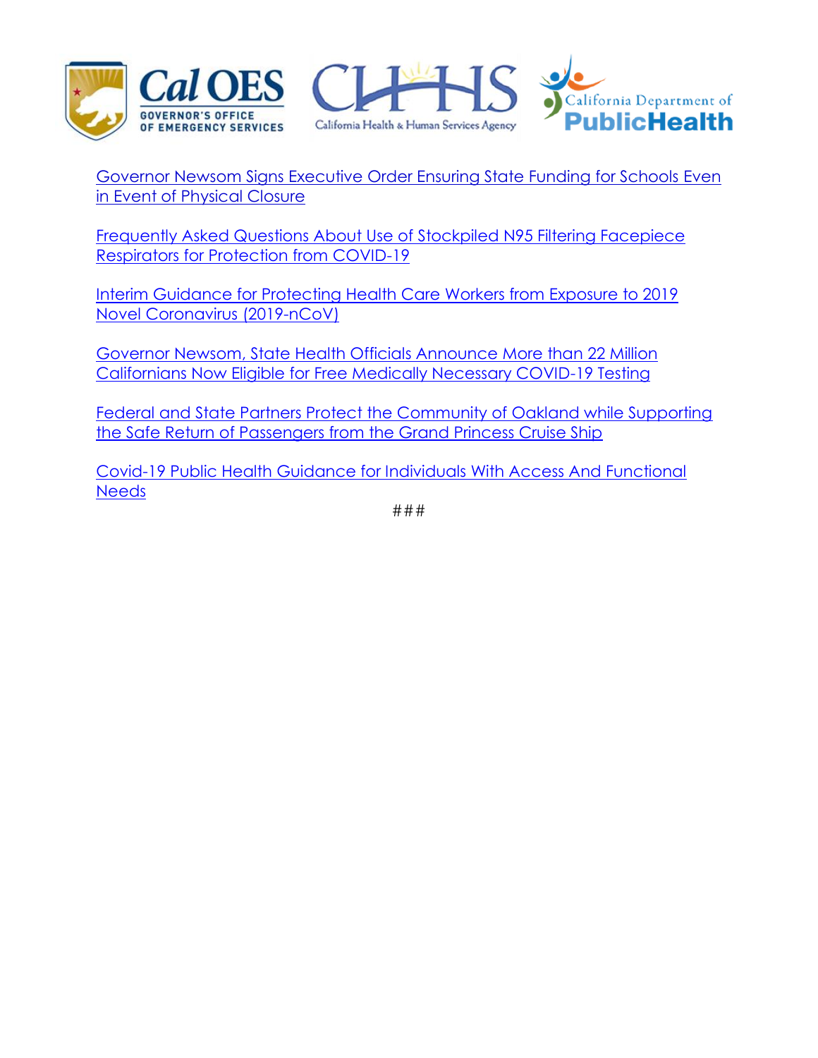Governor Newsom Signs Executive Order Ensuring State Funding for Schools Even in Event of Physical Closure

Frequently Asked Questions About Use of Stockpiled N95 Filtering Facepiece Respirators for Protection from COVID-19

Interim Guidance for Protecting Health Care Workers from Exposure to 2019 Novel Coronavirus (2019-nCoV)

Governor Newsom, State Health Officials Announce More than 22 Million Californians Now Eligible for Free Medically Necessary COVID-19 Testing

Federal and State Partners Protect the Community of Oakland while Supporting the Safe Return of Passengers from the Grand Princess Cruise Ship

Covid-19 Public Health Guidance for Individuals With Access And Functional Needs

###